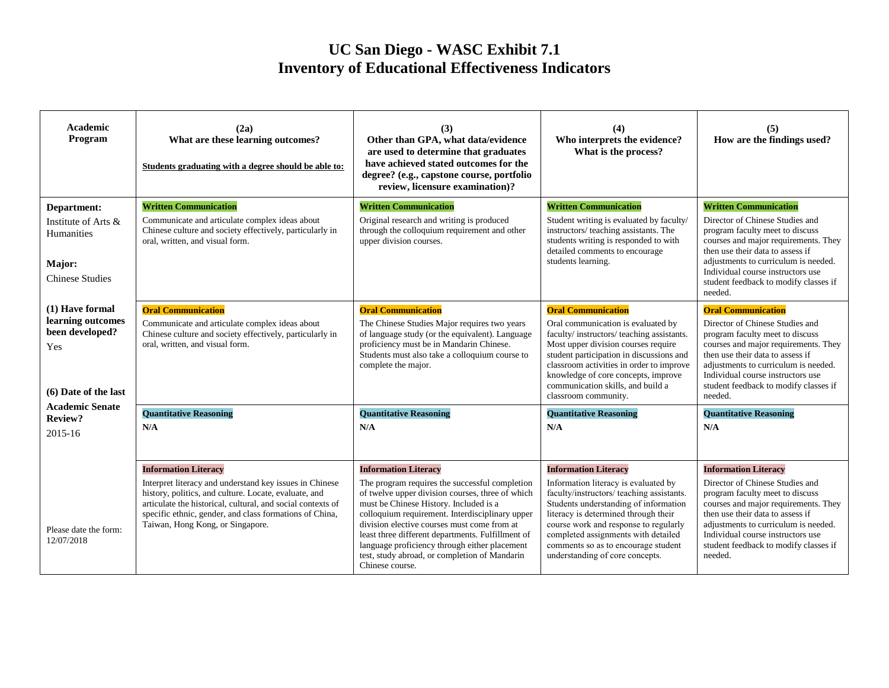# UC San Diego - WASC Exhibit 7.1
# Inventory of Educational Effectiveness Indicators

| Academic Program | (2a) What are these learning outcomes? **Students graduating with a degree should be able to:** | (3) Other than GPA, what data/evidence are used to determine that graduates have achieved stated outcomes for the degree? (e.g., capstone course, portfolio review, licensure examination)? | (4) Who interprets the evidence? What is the process? | (5) How are the findings used? |
|---|---|---|---|---|
| **Department:** Institute of Arts & Humanities<br><br>**Major:** Chinese Studies | **Written Communication**<br>Communicate and articulate complex ideas about Chinese culture and society effectively, particularly in oral, written, and visual form. | **Written Communication**<br>Original research and writing is produced through the colloquium requirement and other upper division courses. | **Written Communication**<br>Student writing is evaluated by faculty/ instructors/ teaching assistants. The students writing is responded to with detailed comments to encourage students learning. | **Written Communication**<br>Director of Chinese Studies and program faculty meet to discuss courses and major requirements. They then use their data to assess if adjustments to curriculum is needed. Individual course instructors use student feedback to modify classes if needed. |
| **(1) Have formal learning outcomes been developed?**<br>Yes<br><br>**(6) Date of the last** | **Oral Communication**<br>Communicate and articulate complex ideas about Chinese culture and society effectively, particularly in oral, written, and visual form. | **Oral Communication**<br>The Chinese Studies Major requires two years of language study (or the equivalent). Language proficiency must be in Mandarin Chinese. Students must also take a colloquium course to complete the major. | **Oral Communication**<br>Oral communication is evaluated by faculty/ instructors/ teaching assistants. Most upper division courses require student participation in discussions and classroom activities in order to improve knowledge of core concepts, improve communication skills, and build a classroom community. | **Oral Communication**<br>Director of Chinese Studies and program faculty meet to discuss courses and major requirements. They then use their data to assess if adjustments to curriculum is needed. Individual course instructors use student feedback to modify classes if needed. |
| **Academic Senate Review?**<br>2015-16 | **Quantitative Reasoning**<br>**N/A** | **Quantitative Reasoning**<br>**N/A** | **Quantitative Reasoning**<br>**N/A** | **Quantitative Reasoning**<br>**N/A** |
| Please date the form: 12/07/2018 | **Information Literacy**<br>Interpret literacy and understand key issues in Chinese history, politics, and culture. Locate, evaluate, and articulate the historical, cultural, and social contexts of specific ethnic, gender, and class formations of China, Taiwan, Hong Kong, or Singapore. | **Information Literacy**<br>The program requires the successful completion of twelve upper division courses, three of which must be Chinese History. Included is a colloquium requirement. Interdisciplinary upper division elective courses must come from at least three different departments. Fulfillment of language proficiency through either placement test, study abroad, or completion of Mandarin Chinese course. | **Information Literacy**<br>Information literacy is evaluated by faculty/instructors/ teaching assistants. Students understanding of information literacy is determined through their course work and response to regularly completed assignments with detailed comments so as to encourage student understanding of core concepts. | **Information Literacy**<br>Director of Chinese Studies and program faculty meet to discuss courses and major requirements. They then use their data to assess if adjustments to curriculum is needed. Individual course instructors use student feedback to modify classes if needed. |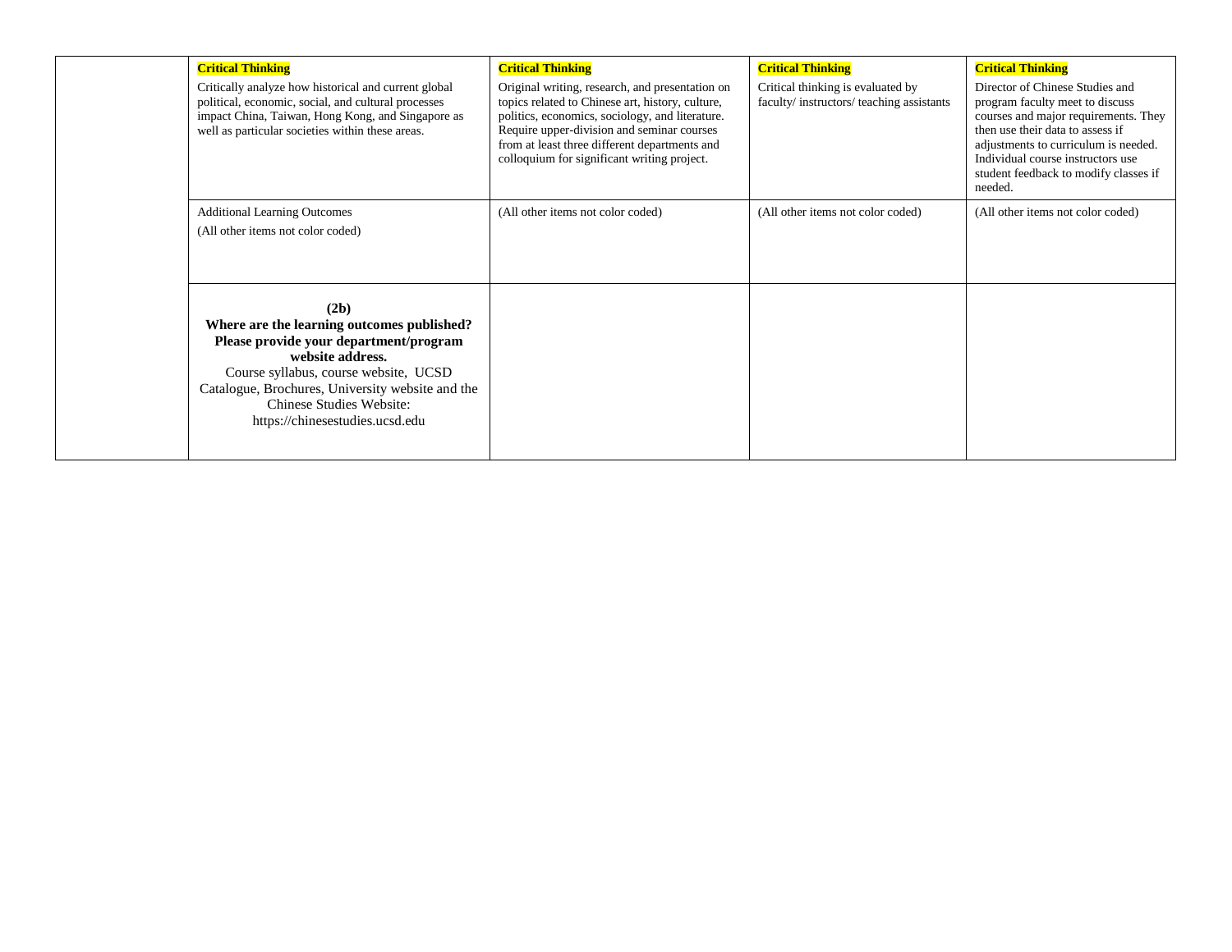| | | | | |
|---|---|---|---|---|
| | **Critical Thinking**<br>Critically analyze how historical and current global political, economic, social, and cultural processes impact China, Taiwan, Hong Kong, and Singapore as well as particular societies within these areas. | **Critical Thinking**<br>Original writing, research, and presentation on topics related to Chinese art, history, culture, politics, economics, sociology, and literature. Require upper-division and seminar courses from at least three different departments and colloquium for significant writing project. | **Critical Thinking**<br>Critical thinking is evaluated by faculty/ instructors/ teaching assistants | **Critical Thinking**<br>Director of Chinese Studies and program faculty meet to discuss courses and major requirements. They then use their data to assess if adjustments to curriculum is needed. Individual course instructors use student feedback to modify classes if needed. |
| | Additional Learning Outcomes<br>(All other items not color coded) | (All other items not color coded) | (All other items not color coded) | (All other items not color coded) |
| | **(2b)**<br>**Where are the learning outcomes published? Please provide your department/program website address.**<br>Course syllabus, course website, UCSD Catalogue, Brochures, University website and the Chinese Studies Website: https://chinesestudies.ucsd.edu | | | |